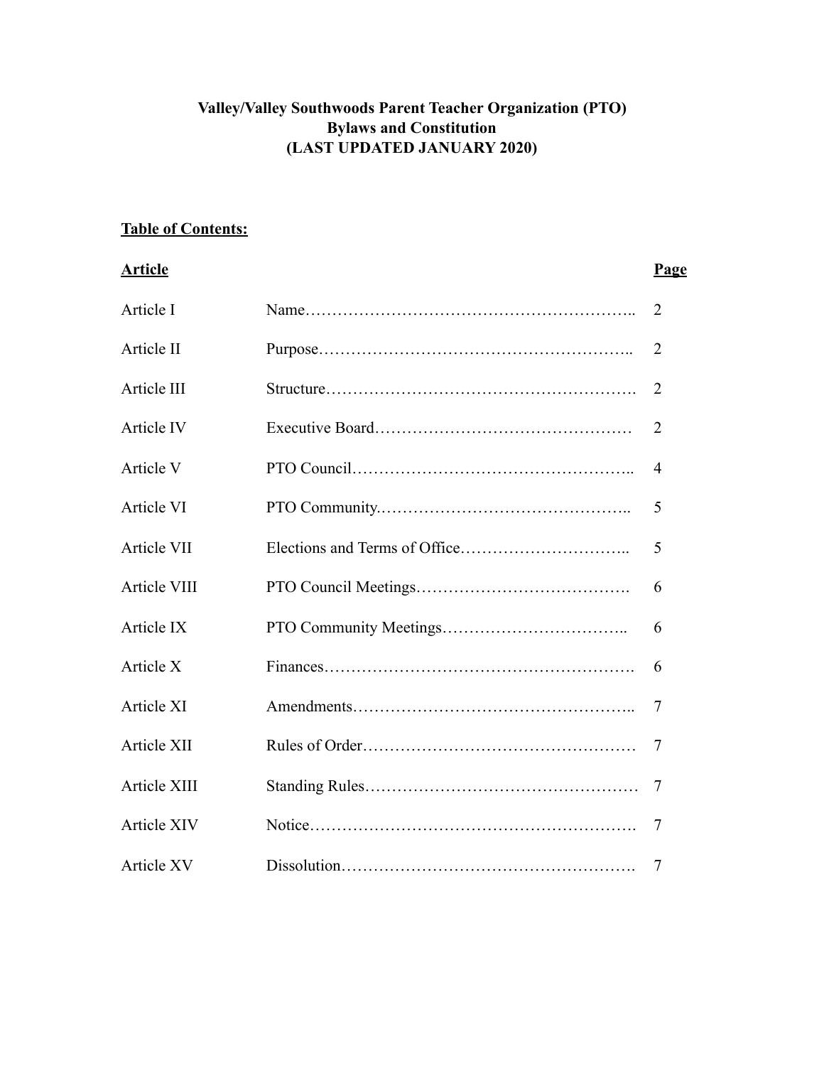**Valley/Valley Southwoods Parent Teacher Organization (PTO)**
**Bylaws and Constitution**
**(LAST UPDATED JANUARY 2020)**

**Table of Contents:**

| **Article** | | **Page** |
|---|---|---|
| Article I | Name | 2 |
| Article II | Purpose | 2 |
| Article III | Structure | 2 |
| Article IV | Executive Board | 2 |
| Article V | PTO Council | 4 |
| Article VI | PTO Community | 5 |
| Article VII | Elections and Terms of Office | 5 |
| Article VIII | PTO Council Meetings | 6 |
| Article IX | PTO Community Meetings | 6 |
| Article X | Finances | 6 |
| Article XI | Amendments | 7 |
| Article XII | Rules of Order | 7 |
| Article XIII | Standing Rules | 7 |
| Article XIV | Notice | 7 |
| Article XV | Dissolution | 7 |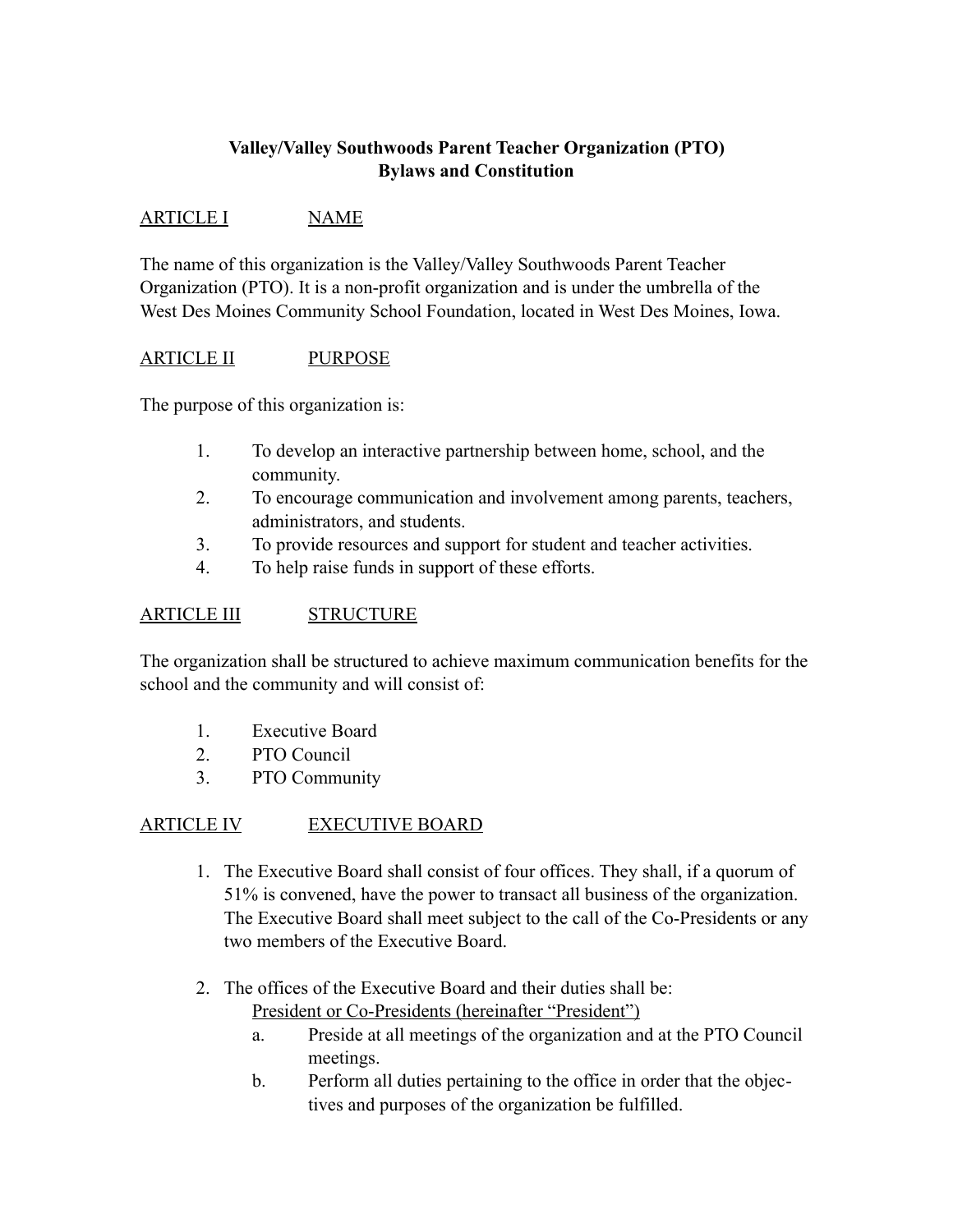**Valley/Valley Southwoods Parent Teacher Organization (PTO)**
**Bylaws and Constitution**

<u>ARTICLE I</u> <u>NAME</u>

The name of this organization is the Valley/Valley Southwoods Parent Teacher Organization (PTO). It is a non-profit organization and is under the umbrella of the West Des Moines Community School Foundation, located in West Des Moines, Iowa.

<u>ARTICLE II</u> <u>PURPOSE</u>

The purpose of this organization is:

1. To develop an interactive partnership between home, school, and the community.
2. To encourage communication and involvement among parents, teachers, administrators, and students.
3. To provide resources and support for student and teacher activities.
4. To help raise funds in support of these efforts.

<u>ARTICLE III</u> <u>STRUCTURE</u>

The organization shall be structured to achieve maximum communication benefits for the school and the community and will consist of:

1. Executive Board
2. PTO Council
3. PTO Community

<u>ARTICLE IV</u> <u>EXECUTIVE BOARD</u>

1. The Executive Board shall consist of four offices. They shall, if a quorum of 51% is convened, have the power to transact all business of the organization. The Executive Board shall meet subject to the call of the Co-Presidents or any two members of the Executive Board.

2. The offices of the Executive Board and their duties shall be:

   <u>President or Co-Presidents (hereinafter "President")</u>

   a. Preside at all meetings of the organization and at the PTO Council meetings.
   b. Perform all duties pertaining to the office in order that the objectives and purposes of the organization be fulfilled.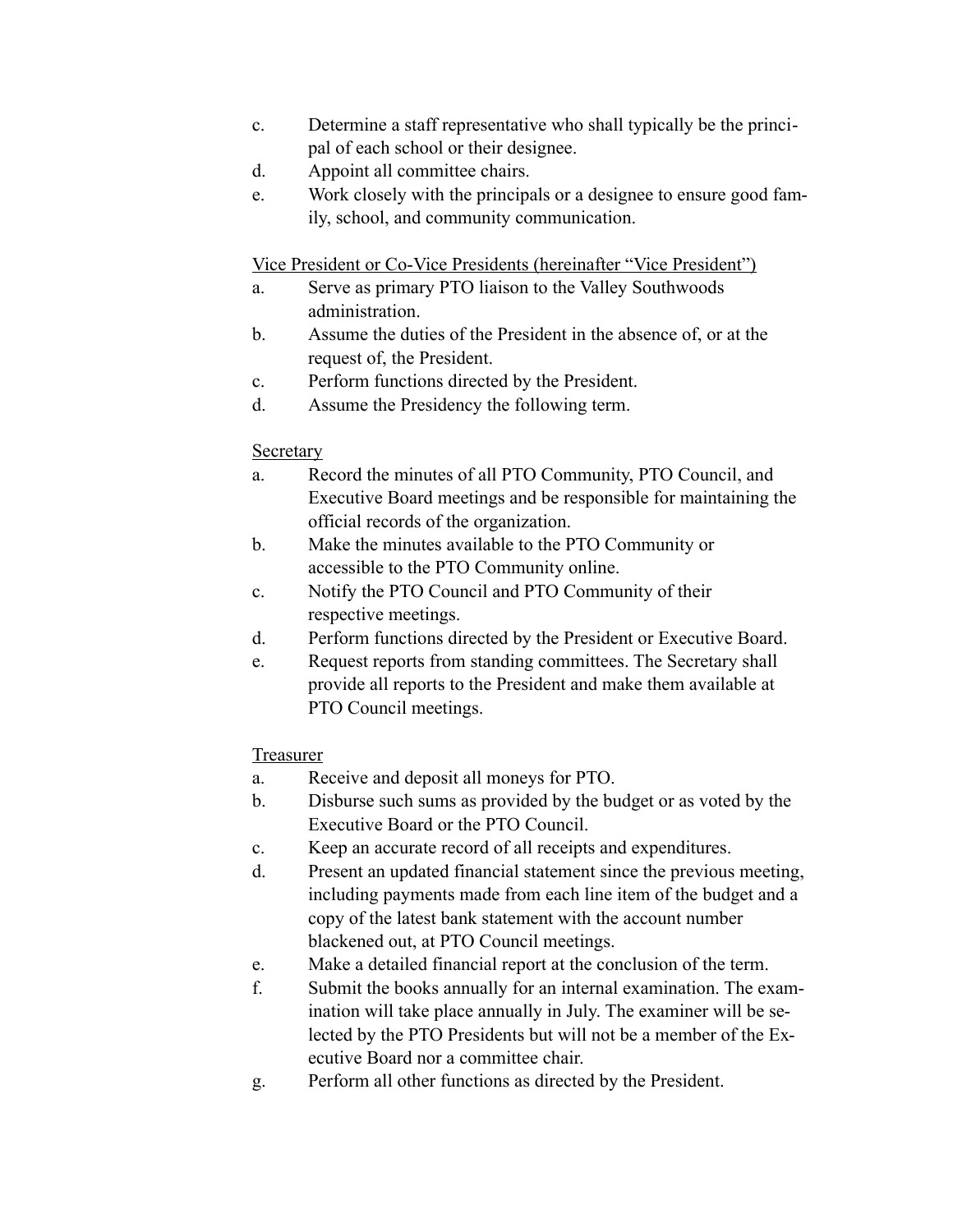c. Determine a staff representative who shall typically be the principal of each school or their designee.
d. Appoint all committee chairs.
e. Work closely with the principals or a designee to ensure good family, school, and community communication.

<u>Vice President or Co-Vice Presidents (hereinafter "Vice President")</u>

a. Serve as primary PTO liaison to the Valley Southwoods administration.
b. Assume the duties of the President in the absence of, or at the request of, the President.
c. Perform functions directed by the President.
d. Assume the Presidency the following term.

<u>Secretary</u>

a. Record the minutes of all PTO Community, PTO Council, and Executive Board meetings and be responsible for maintaining the official records of the organization.
b. Make the minutes available to the PTO Community or accessible to the PTO Community online.
c. Notify the PTO Council and PTO Community of their respective meetings.
d. Perform functions directed by the President or Executive Board.
e. Request reports from standing committees. The Secretary shall provide all reports to the President and make them available at PTO Council meetings.

<u>Treasurer</u>

a. Receive and deposit all moneys for PTO.
b. Disburse such sums as provided by the budget or as voted by the Executive Board or the PTO Council.
c. Keep an accurate record of all receipts and expenditures.
d. Present an updated financial statement since the previous meeting, including payments made from each line item of the budget and a copy of the latest bank statement with the account number blackened out, at PTO Council meetings.
e. Make a detailed financial report at the conclusion of the term.
f. Submit the books annually for an internal examination. The examination will take place annually in July. The examiner will be selected by the PTO Presidents but will not be a member of the Executive Board nor a committee chair.
g. Perform all other functions as directed by the President.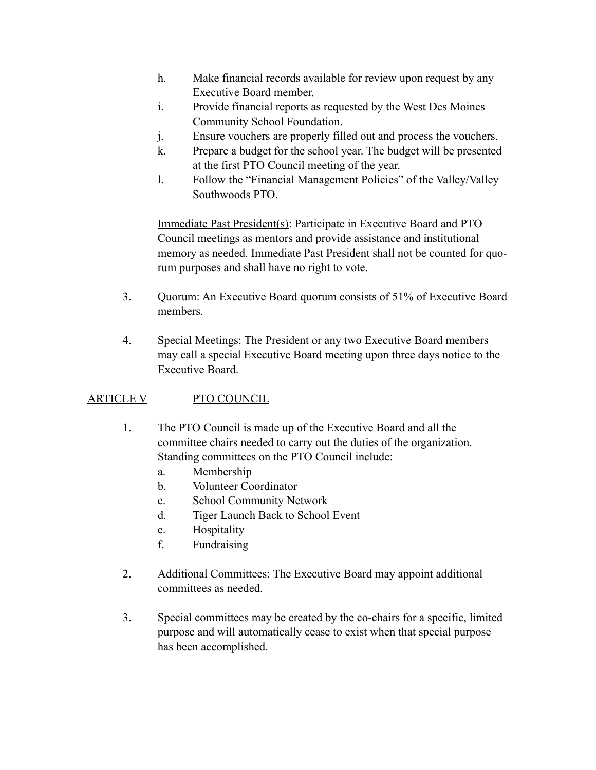h. Make financial records available for review upon request by any Executive Board member.

i. Provide financial reports as requested by the West Des Moines Community School Foundation.

j. Ensure vouchers are properly filled out and process the vouchers.

k. Prepare a budget for the school year. The budget will be presented at the first PTO Council meeting of the year.

l. Follow the "Financial Management Policies" of the Valley/Valley Southwoods PTO.

<u>Immediate Past President(s)</u>: Participate in Executive Board and PTO Council meetings as mentors and provide assistance and institutional memory as needed. Immediate Past President shall not be counted for quorum purposes and shall have no right to vote.

3. Quorum: An Executive Board quorum consists of 51% of Executive Board members.

4. Special Meetings: The President or any two Executive Board members may call a special Executive Board meeting upon three days notice to the Executive Board.

## ARTICLE V PTO COUNCIL

1. The PTO Council is made up of the Executive Board and all the committee chairs needed to carry out the duties of the organization. Standing committees on the PTO Council include:
   a. Membership
   b. Volunteer Coordinator
   c. School Community Network
   d. Tiger Launch Back to School Event
   e. Hospitality
   f. Fundraising

2. Additional Committees: The Executive Board may appoint additional committees as needed.

3. Special committees may be created by the co-chairs for a specific, limited purpose and will automatically cease to exist when that special purpose has been accomplished.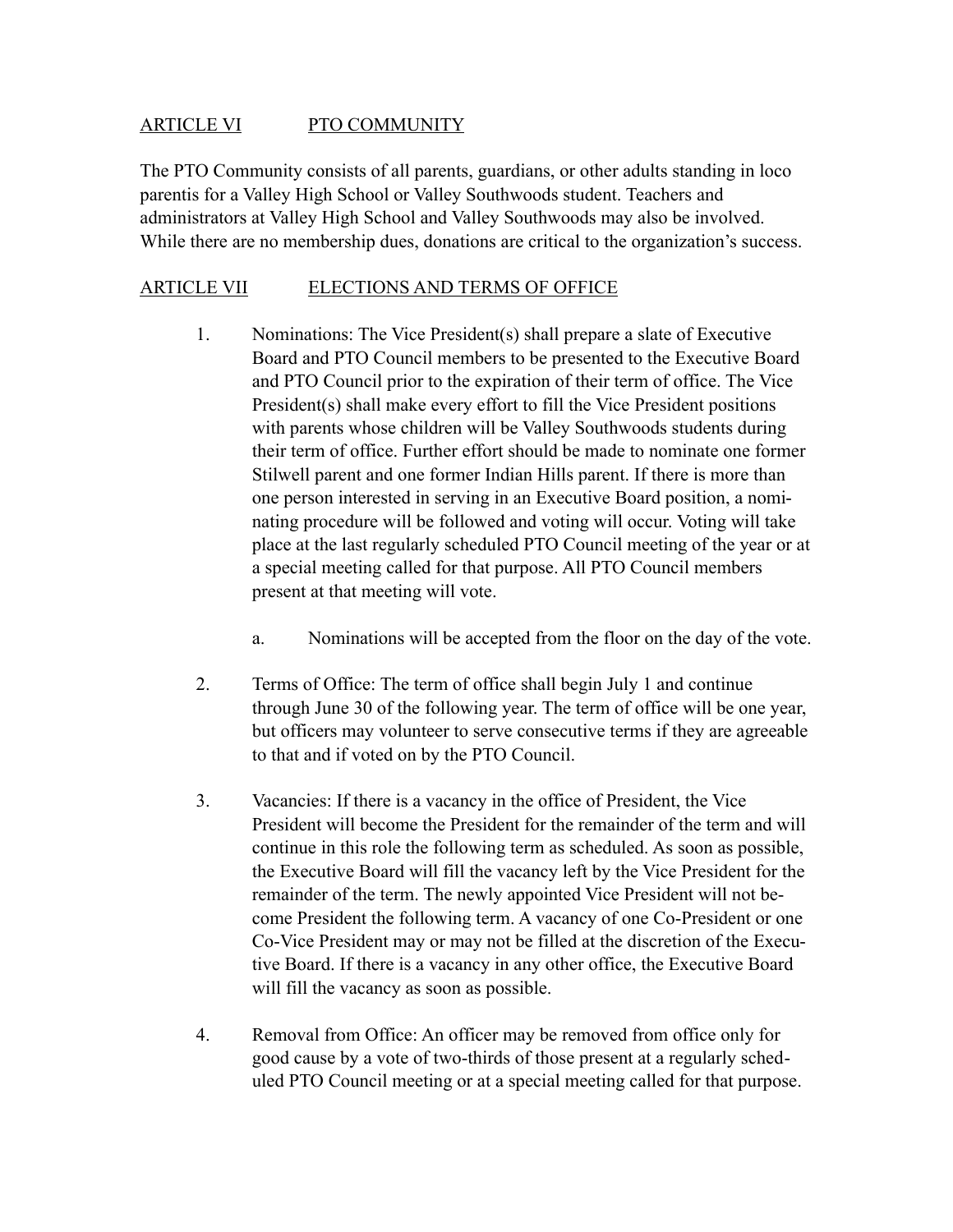## ARTICLE VI PTO COMMUNITY

The PTO Community consists of all parents, guardians, or other adults standing in loco parentis for a Valley High School or Valley Southwoods student. Teachers and administrators at Valley High School and Valley Southwoods may also be involved. While there are no membership dues, donations are critical to the organization's success.

## ARTICLE VII ELECTIONS AND TERMS OF OFFICE

1. Nominations: The Vice President(s) shall prepare a slate of Executive Board and PTO Council members to be presented to the Executive Board and PTO Council prior to the expiration of their term of office. The Vice President(s) shall make every effort to fill the Vice President positions with parents whose children will be Valley Southwoods students during their term of office. Further effort should be made to nominate one former Stilwell parent and one former Indian Hills parent. If there is more than one person interested in serving in an Executive Board position, a nominating procedure will be followed and voting will occur. Voting will take place at the last regularly scheduled PTO Council meeting of the year or at a special meeting called for that purpose. All PTO Council members present at that meeting will vote.

   a. Nominations will be accepted from the floor on the day of the vote.

2. Terms of Office: The term of office shall begin July 1 and continue through June 30 of the following year. The term of office will be one year, but officers may volunteer to serve consecutive terms if they are agreeable to that and if voted on by the PTO Council.

3. Vacancies: If there is a vacancy in the office of President, the Vice President will become the President for the remainder of the term and will continue in this role the following term as scheduled. As soon as possible, the Executive Board will fill the vacancy left by the Vice President for the remainder of the term. The newly appointed Vice President will not become President the following term. A vacancy of one Co-President or one Co-Vice President may or may not be filled at the discretion of the Executive Board. If there is a vacancy in any other office, the Executive Board will fill the vacancy as soon as possible.

4. Removal from Office: An officer may be removed from office only for good cause by a vote of two-thirds of those present at a regularly scheduled PTO Council meeting or at a special meeting called for that purpose.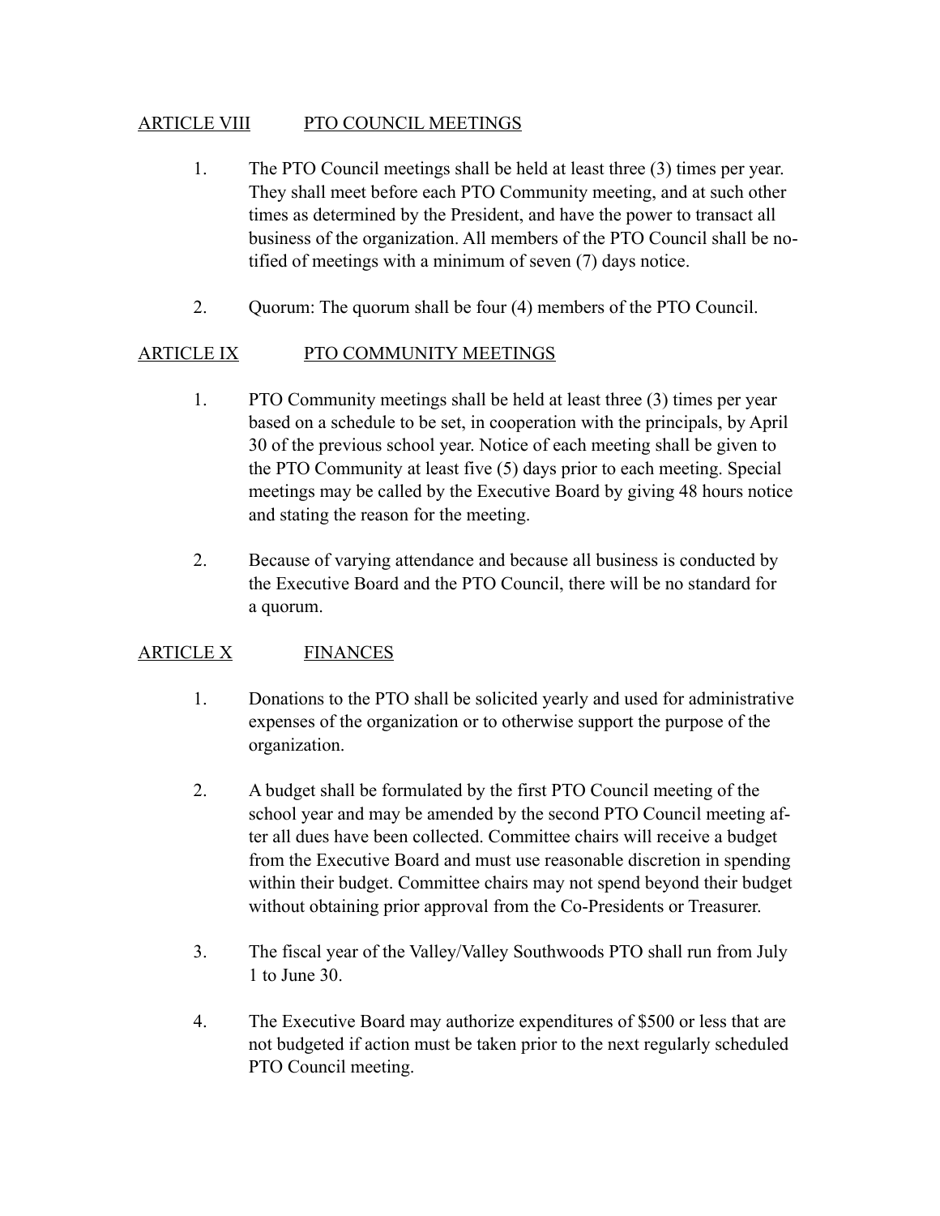## ARTICLE VIII PTO COUNCIL MEETINGS

1. The PTO Council meetings shall be held at least three (3) times per year. They shall meet before each PTO Community meeting, and at such other times as determined by the President, and have the power to transact all business of the organization. All members of the PTO Council shall be notified of meetings with a minimum of seven (7) days notice.

2. Quorum: The quorum shall be four (4) members of the PTO Council.

## ARTICLE IX PTO COMMUNITY MEETINGS

1. PTO Community meetings shall be held at least three (3) times per year based on a schedule to be set, in cooperation with the principals, by April 30 of the previous school year. Notice of each meeting shall be given to the PTO Community at least five (5) days prior to each meeting. Special meetings may be called by the Executive Board by giving 48 hours notice and stating the reason for the meeting.

2. Because of varying attendance and because all business is conducted by the Executive Board and the PTO Council, there will be no standard for a quorum.

## ARTICLE X FINANCES

1. Donations to the PTO shall be solicited yearly and used for administrative expenses of the organization or to otherwise support the purpose of the organization.

2. A budget shall be formulated by the first PTO Council meeting of the school year and may be amended by the second PTO Council meeting after all dues have been collected. Committee chairs will receive a budget from the Executive Board and must use reasonable discretion in spending within their budget. Committee chairs may not spend beyond their budget without obtaining prior approval from the Co-Presidents or Treasurer.

3. The fiscal year of the Valley/Valley Southwoods PTO shall run from July 1 to June 30.

4. The Executive Board may authorize expenditures of $500 or less that are not budgeted if action must be taken prior to the next regularly scheduled PTO Council meeting.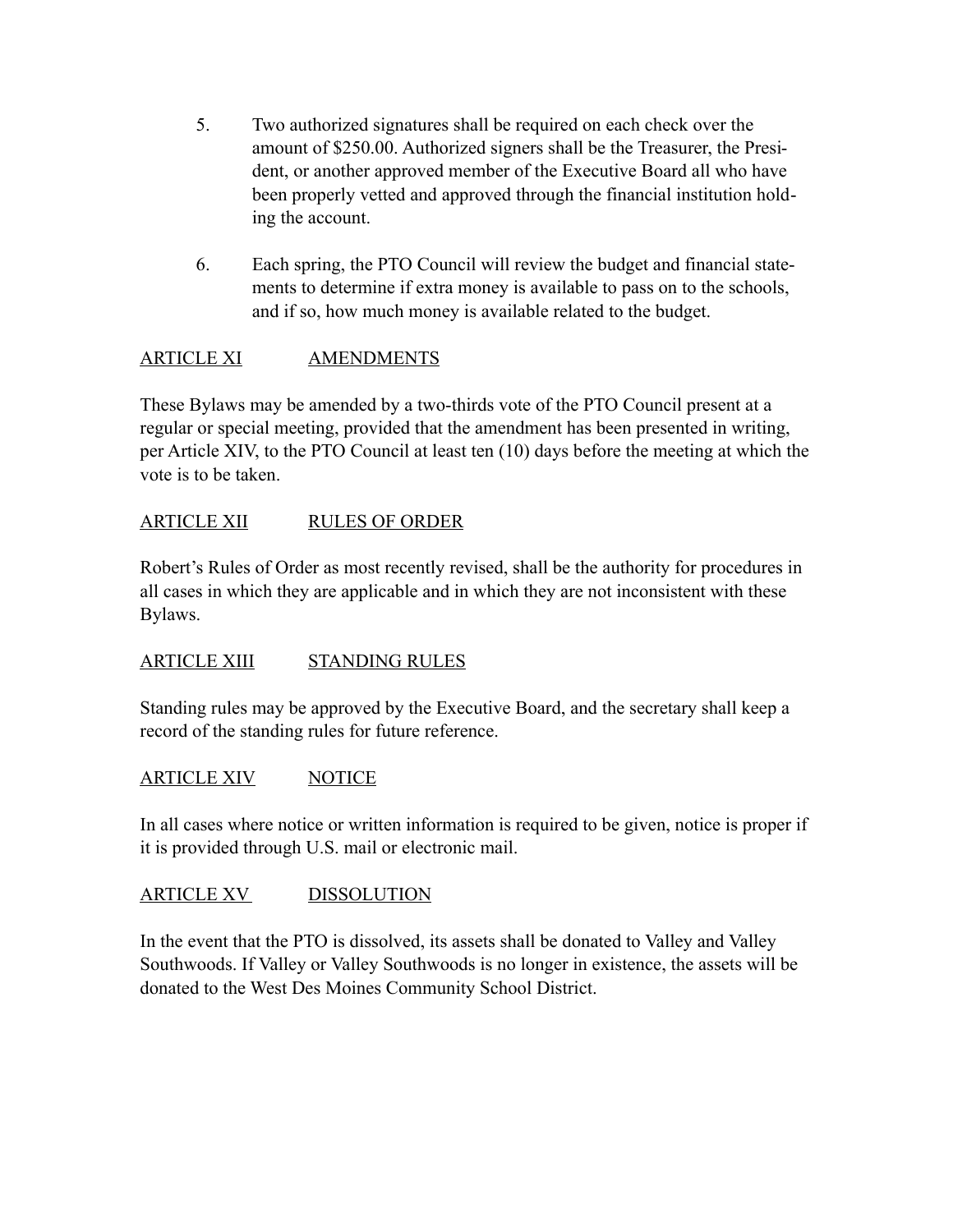5. Two authorized signatures shall be required on each check over the amount of $250.00. Authorized signers shall be the Treasurer, the President, or another approved member of the Executive Board all who have been properly vetted and approved through the financial institution holding the account.

6. Each spring, the PTO Council will review the budget and financial statements to determine if extra money is available to pass on to the schools, and if so, how much money is available related to the budget.

## ARTICLE XI AMENDMENTS

These Bylaws may be amended by a two-thirds vote of the PTO Council present at a regular or special meeting, provided that the amendment has been presented in writing, per Article XIV, to the PTO Council at least ten (10) days before the meeting at which the vote is to be taken.

## ARTICLE XII RULES OF ORDER

Robert's Rules of Order as most recently revised, shall be the authority for procedures in all cases in which they are applicable and in which they are not inconsistent with these Bylaws.

## ARTICLE XIII STANDING RULES

Standing rules may be approved by the Executive Board, and the secretary shall keep a record of the standing rules for future reference.

## ARTICLE XIV NOTICE

In all cases where notice or written information is required to be given, notice is proper if it is provided through U.S. mail or electronic mail.

## ARTICLE XV DISSOLUTION

In the event that the PTO is dissolved, its assets shall be donated to Valley and Valley Southwoods. If Valley or Valley Southwoods is no longer in existence, the assets will be donated to the West Des Moines Community School District.